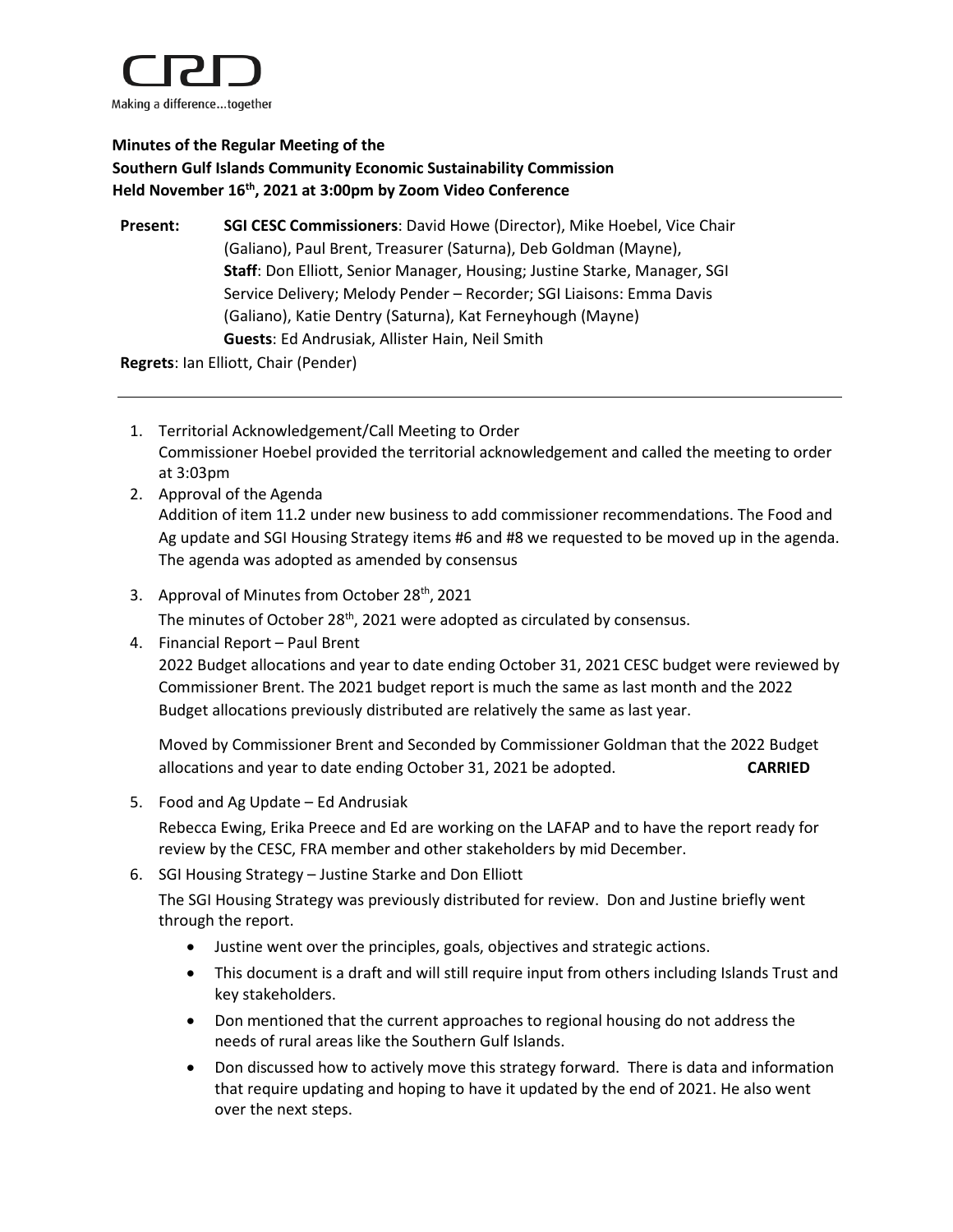CRD

Making a difference...together

**Minutes of the Regular Meeting of the**
**Southern Gulf Islands Community Economic Sustainability Commission**
**Held November 16th, 2021 at 3:00pm by Zoom Video Conference**

**Present:** **SGI CESC Commissioners**: David Howe (Director), Mike Hoebel, Vice Chair (Galiano), Paul Brent, Treasurer (Saturna), Deb Goldman (Mayne), **Staff**: Don Elliott, Senior Manager, Housing; Justine Starke, Manager, SGI Service Delivery; Melody Pender – Recorder; SGI Liaisons: Emma Davis (Galiano), Katie Dentry (Saturna), Kat Ferneyhough (Mayne) **Guests**: Ed Andrusiak, Allister Hain, Neil Smith

**Regrets**: Ian Elliott, Chair (Pender)

---

1. Territorial Acknowledgement/Call Meeting to Order
   Commissioner Hoebel provided the territorial acknowledgement and called the meeting to order at 3:03pm

2. Approval of the Agenda
   Addition of item 11.2 under new business to add commissioner recommendations. The Food and Ag update and SGI Housing Strategy items #6 and #8 we requested to be moved up in the agenda. The agenda was adopted as amended by consensus

3. Approval of Minutes from October 28th, 2021
   The minutes of October 28th, 2021 were adopted as circulated by consensus.

4. Financial Report – Paul Brent
   2022 Budget allocations and year to date ending October 31, 2021 CESC budget were reviewed by Commissioner Brent. The 2021 budget report is much the same as last month and the 2022 Budget allocations previously distributed are relatively the same as last year.

   Moved by Commissioner Brent and Seconded by Commissioner Goldman that the 2022 Budget allocations and year to date ending October 31, 2021 be adopted. **CARRIED**

5. Food and Ag Update – Ed Andrusiak
   Rebecca Ewing, Erika Preece and Ed are working on the LAFAP and to have the report ready for review by the CESC, FRA member and other stakeholders by mid December.

6. SGI Housing Strategy – Justine Starke and Don Elliott
   The SGI Housing Strategy was previously distributed for review. Don and Justine briefly went through the report.
   - Justine went over the principles, goals, objectives and strategic actions.
   - This document is a draft and will still require input from others including Islands Trust and key stakeholders.
   - Don mentioned that the current approaches to regional housing do not address the needs of rural areas like the Southern Gulf Islands.
   - Don discussed how to actively move this strategy forward. There is data and information that require updating and hoping to have it updated by the end of 2021. He also went over the next steps.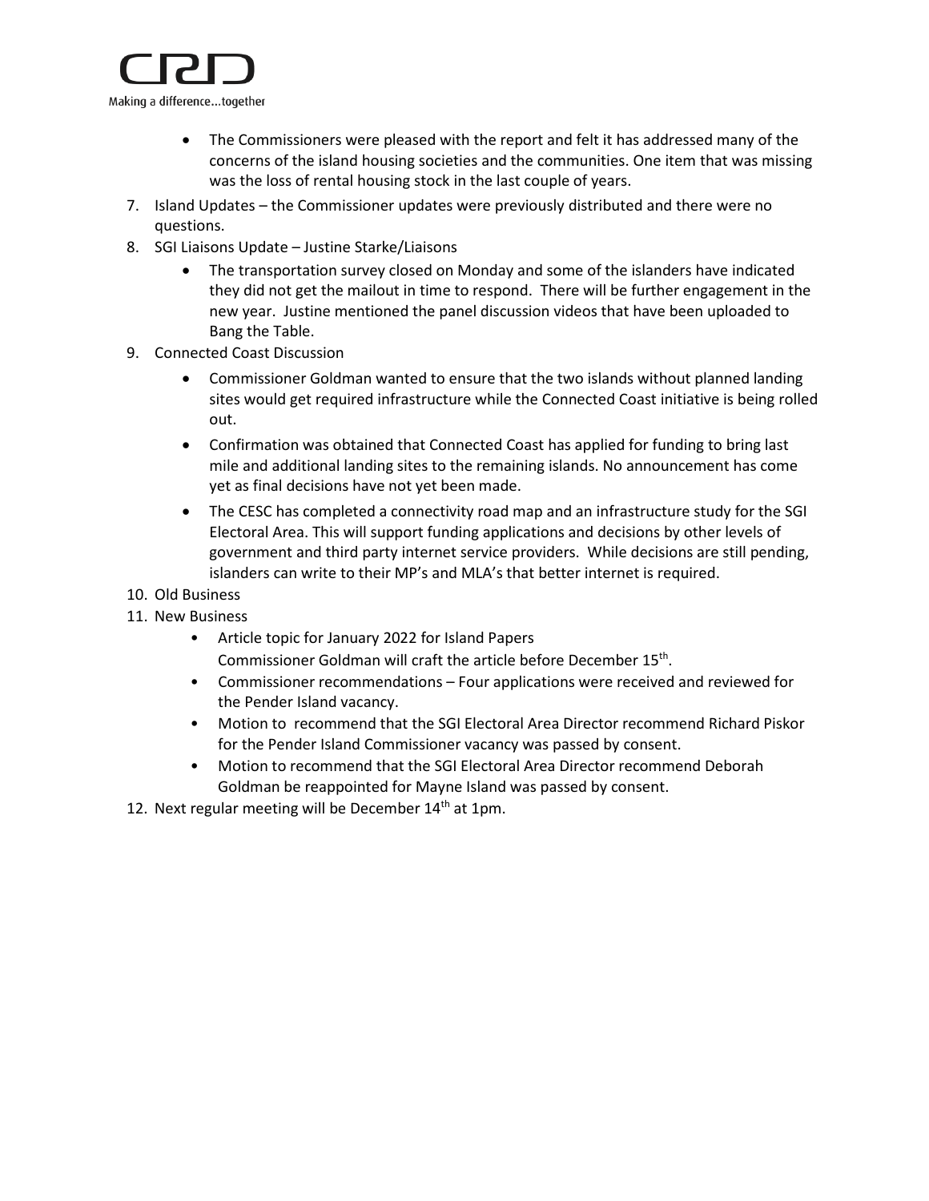- The Commissioners were pleased with the report and felt it has addressed many of the concerns of the island housing societies and the communities. One item that was missing was the loss of rental housing stock in the last couple of years.

7. Island Updates – the Commissioner updates were previously distributed and there were no questions.
8. SGI Liaisons Update – Justine Starke/Liaisons
   - The transportation survey closed on Monday and some of the islanders have indicated they did not get the mailout in time to respond. There will be further engagement in the new year. Justine mentioned the panel discussion videos that have been uploaded to Bang the Table.
9. Connected Coast Discussion
   - Commissioner Goldman wanted to ensure that the two islands without planned landing sites would get required infrastructure while the Connected Coast initiative is being rolled out.
   - Confirmation was obtained that Connected Coast has applied for funding to bring last mile and additional landing sites to the remaining islands. No announcement has come yet as final decisions have not yet been made.
   - The CESC has completed a connectivity road map and an infrastructure study for the SGI Electoral Area. This will support funding applications and decisions by other levels of government and third party internet service providers. While decisions are still pending, islanders can write to their MP's and MLA's that better internet is required.
10. Old Business
11. New Business
    - Article topic for January 2022 for Island Papers
      Commissioner Goldman will craft the article before December 15th.
    - Commissioner recommendations – Four applications were received and reviewed for the Pender Island vacancy.
    - Motion to recommend that the SGI Electoral Area Director recommend Richard Piskor for the Pender Island Commissioner vacancy was passed by consent.
    - Motion to recommend that the SGI Electoral Area Director recommend Deborah Goldman be reappointed for Mayne Island was passed by consent.
12. Next regular meeting will be December 14th at 1pm.